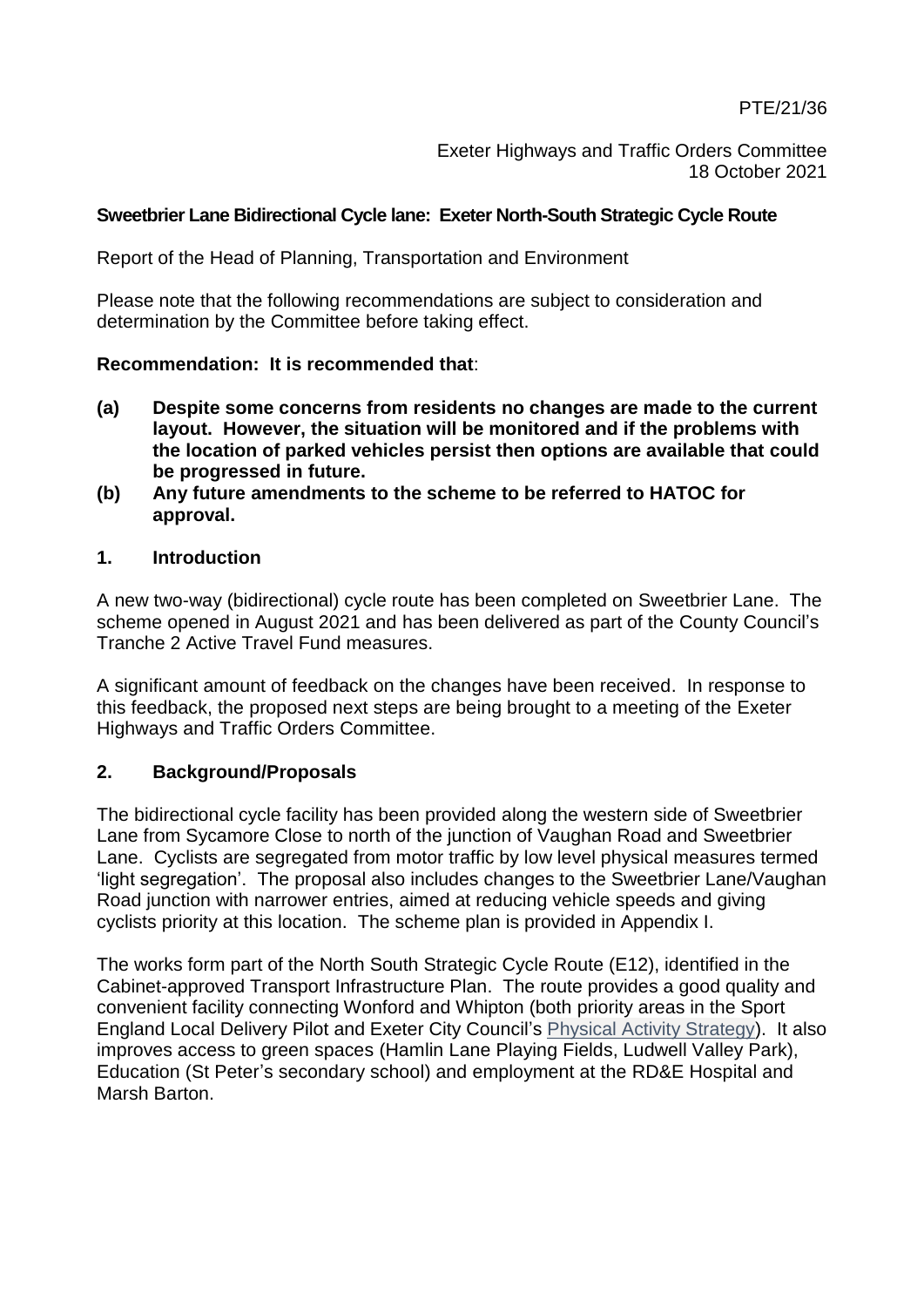PTE/21/36

Exeter Highways and Traffic Orders Committee
18 October 2021

**Sweetbrier Lane Bidirectional Cycle lane: Exeter North-South Strategic Cycle Route**

Report of the Head of Planning, Transportation and Environment

Please note that the following recommendations are subject to consideration and determination by the Committee before taking effect.

**Recommendation: It is recommended that**:

**(a) Despite some concerns from residents no changes are made to the current layout. However, the situation will be monitored and if the problems with the location of parked vehicles persist then options are available that could be progressed in future.**

**(b) Any future amendments to the scheme to be referred to HATOC for approval.**

## 1. Introduction

A new two-way (bidirectional) cycle route has been completed on Sweetbrier Lane. The scheme opened in August 2021 and has been delivered as part of the County Council's Tranche 2 Active Travel Fund measures.

A significant amount of feedback on the changes have been received. In response to this feedback, the proposed next steps are being brought to a meeting of the Exeter Highways and Traffic Orders Committee.

## 2. Background/Proposals

The bidirectional cycle facility has been provided along the western side of Sweetbrier Lane from Sycamore Close to north of the junction of Vaughan Road and Sweetbrier Lane. Cyclists are segregated from motor traffic by low level physical measures termed 'light segregation'. The proposal also includes changes to the Sweetbrier Lane/Vaughan Road junction with narrower entries, aimed at reducing vehicle speeds and giving cyclists priority at this location. The scheme plan is provided in Appendix I.

The works form part of the North South Strategic Cycle Route (E12), identified in the Cabinet-approved Transport Infrastructure Plan. The route provides a good quality and convenient facility connecting Wonford and Whipton (both priority areas in the Sport England Local Delivery Pilot and Exeter City Council's Physical Activity Strategy). It also improves access to green spaces (Hamlin Lane Playing Fields, Ludwell Valley Park), Education (St Peter's secondary school) and employment at the RD&E Hospital and Marsh Barton.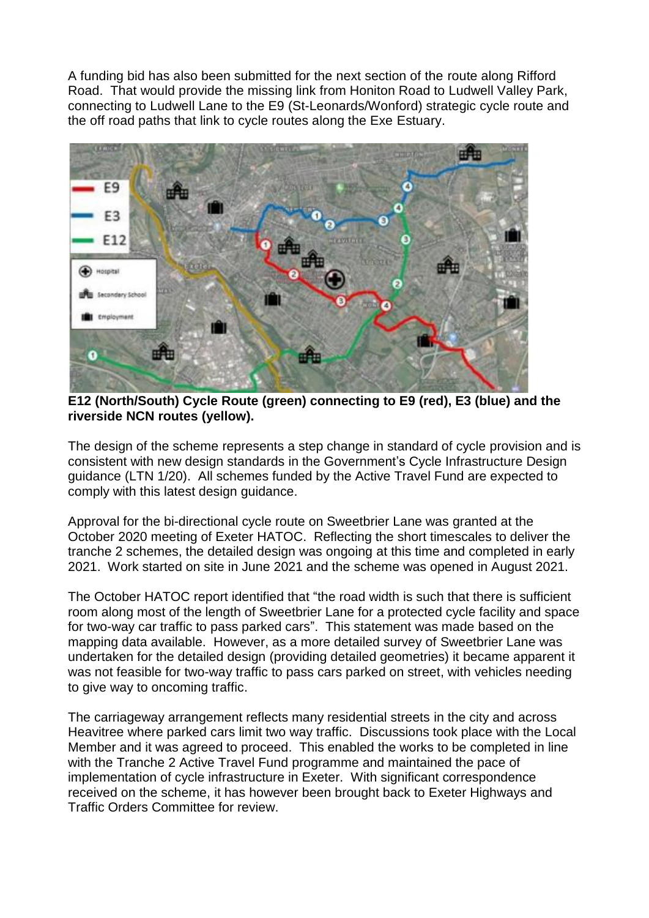A funding bid has also been submitted for the next section of the route along Rifford Road. That would provide the missing link from Honiton Road to Ludwell Valley Park, connecting to Ludwell Lane to the E9 (St-Leonards/Wonford) strategic cycle route and the off road paths that link to cycle routes along the Exe Estuary.

**E12 (North/South) Cycle Route (green) connecting to E9 (red), E3 (blue) and the riverside NCN routes (yellow).**

The design of the scheme represents a step change in standard of cycle provision and is consistent with new design standards in the Government's Cycle Infrastructure Design guidance (LTN 1/20). All schemes funded by the Active Travel Fund are expected to comply with this latest design guidance.

Approval for the bi-directional cycle route on Sweetbrier Lane was granted at the October 2020 meeting of Exeter HATOC. Reflecting the short timescales to deliver the tranche 2 schemes, the detailed design was ongoing at this time and completed in early 2021. Work started on site in June 2021 and the scheme was opened in August 2021.

The October HATOC report identified that "the road width is such that there is sufficient room along most of the length of Sweetbrier Lane for a protected cycle facility and space for two-way car traffic to pass parked cars". This statement was made based on the mapping data available. However, as a more detailed survey of Sweetbrier Lane was undertaken for the detailed design (providing detailed geometries) it became apparent it was not feasible for two-way traffic to pass cars parked on street, with vehicles needing to give way to oncoming traffic.

The carriageway arrangement reflects many residential streets in the city and across Heavitree where parked cars limit two way traffic. Discussions took place with the Local Member and it was agreed to proceed. This enabled the works to be completed in line with the Tranche 2 Active Travel Fund programme and maintained the pace of implementation of cycle infrastructure in Exeter. With significant correspondence received on the scheme, it has however been brought back to Exeter Highways and Traffic Orders Committee for review.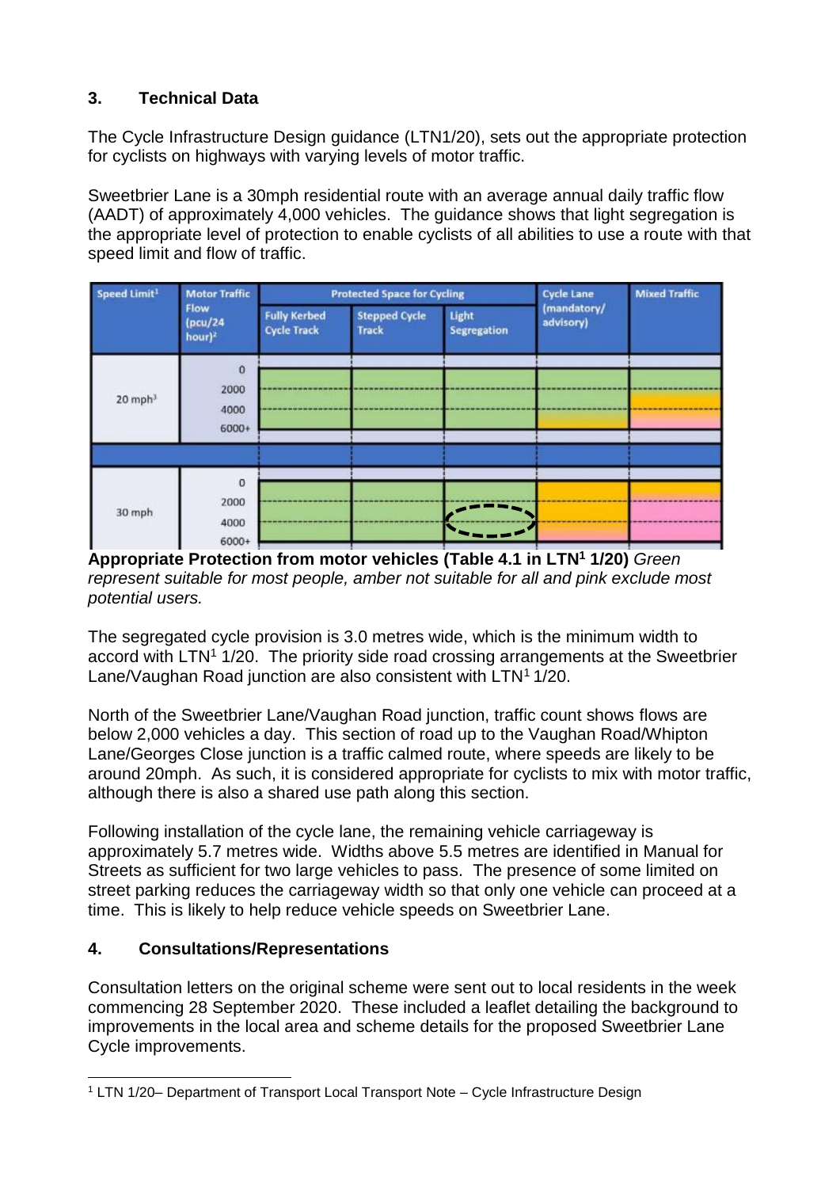## 3. Technical Data

The Cycle Infrastructure Design guidance (LTN1/20), sets out the appropriate protection for cyclists on highways with varying levels of motor traffic.

Sweetbrier Lane is a 30mph residential route with an average annual daily traffic flow (AADT) of approximately 4,000 vehicles. The guidance shows that light segregation is the appropriate level of protection to enable cyclists of all abilities to use a route with that speed limit and flow of traffic.

| Speed Limit[1] | Motor Traffic Flow (pcu/24 hour)[2] | Protected Space for Cycling | | | Cycle Lane (mandatory/ advisory) | Mixed Traffic |
|---|---|---|---|---|---|---|
| | | Fully Kerbed Cycle Track | Stepped Cycle Track | Light Segregation | | |
| 20 mph[3] | 0<br>2000<br>4000<br>6000+ | | | | | |
| 30 mph | 0<br>2000<br>4000<br>6000+ | | | | | |

**Appropriate Protection from motor vehicles (Table 4.1 in LTN[1] 1/20)** *Green represent suitable for most people, amber not suitable for all and pink exclude most potential users.*

The segregated cycle provision is 3.0 metres wide, which is the minimum width to accord with LTN[1] 1/20. The priority side road crossing arrangements at the Sweetbrier Lane/Vaughan Road junction are also consistent with LTN[1] 1/20.

North of the Sweetbrier Lane/Vaughan Road junction, traffic count shows flows are below 2,000 vehicles a day. This section of road up to the Vaughan Road/Whipton Lane/Georges Close junction is a traffic calmed route, where speeds are likely to be around 20mph. As such, it is considered appropriate for cyclists to mix with motor traffic, although there is also a shared use path along this section.

Following installation of the cycle lane, the remaining vehicle carriageway is approximately 5.7 metres wide. Widths above 5.5 metres are identified in Manual for Streets as sufficient for two large vehicles to pass. The presence of some limited on street parking reduces the carriageway width so that only one vehicle can proceed at a time. This is likely to help reduce vehicle speeds on Sweetbrier Lane.

## 4. Consultations/Representations

Consultation letters on the original scheme were sent out to local residents in the week commencing 28 September 2020. These included a leaflet detailing the background to improvements in the local area and scheme details for the proposed Sweetbrier Lane Cycle improvements.

[1] LTN 1/20– Department of Transport Local Transport Note – Cycle Infrastructure Design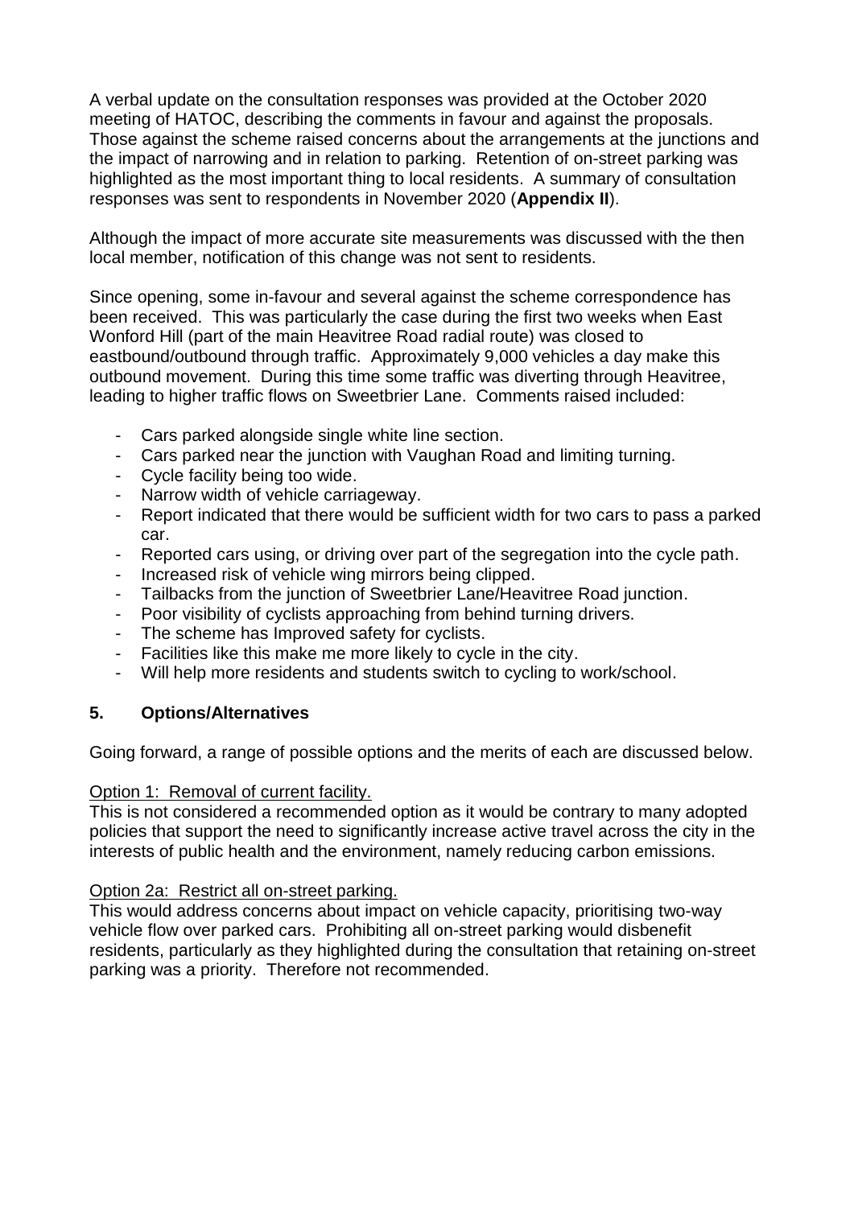A verbal update on the consultation responses was provided at the October 2020 meeting of HATOC, describing the comments in favour and against the proposals. Those against the scheme raised concerns about the arrangements at the junctions and the impact of narrowing and in relation to parking. Retention of on-street parking was highlighted as the most important thing to local residents. A summary of consultation responses was sent to respondents in November 2020 (**Appendix II**).

Although the impact of more accurate site measurements was discussed with the then local member, notification of this change was not sent to residents.

Since opening, some in-favour and several against the scheme correspondence has been received. This was particularly the case during the first two weeks when East Wonford Hill (part of the main Heavitree Road radial route) was closed to eastbound/outbound through traffic. Approximately 9,000 vehicles a day make this outbound movement. During this time some traffic was diverting through Heavitree, leading to higher traffic flows on Sweetbrier Lane. Comments raised included:

- Cars parked alongside single white line section.
- Cars parked near the junction with Vaughan Road and limiting turning.
- Cycle facility being too wide.
- Narrow width of vehicle carriageway.
- Report indicated that there would be sufficient width for two cars to pass a parked car.
- Reported cars using, or driving over part of the segregation into the cycle path.
- Increased risk of vehicle wing mirrors being clipped.
- Tailbacks from the junction of Sweetbrier Lane/Heavitree Road junction.
- Poor visibility of cyclists approaching from behind turning drivers.
- The scheme has Improved safety for cyclists.
- Facilities like this make me more likely to cycle in the city.
- Will help more residents and students switch to cycling to work/school.

## 5. Options/Alternatives

Going forward, a range of possible options and the merits of each are discussed below.

Option 1: Removal of current facility.

This is not considered a recommended option as it would be contrary to many adopted policies that support the need to significantly increase active travel across the city in the interests of public health and the environment, namely reducing carbon emissions.

Option 2a: Restrict all on-street parking.

This would address concerns about impact on vehicle capacity, prioritising two-way vehicle flow over parked cars. Prohibiting all on-street parking would disbenefit residents, particularly as they highlighted during the consultation that retaining on-street parking was a priority. Therefore not recommended.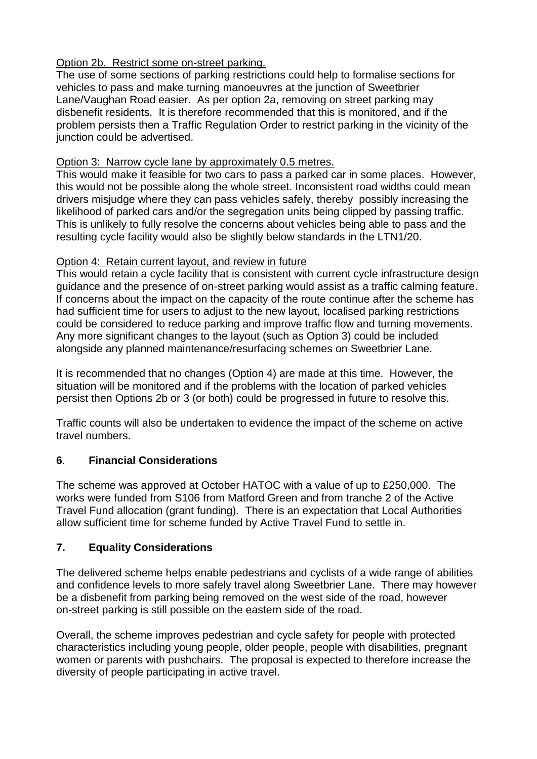Option 2b. Restrict some on-street parking.

The use of some sections of parking restrictions could help to formalise sections for vehicles to pass and make turning manoeuvres at the junction of Sweetbrier Lane/Vaughan Road easier. As per option 2a, removing on street parking may disbenefit residents. It is therefore recommended that this is monitored, and if the problem persists then a Traffic Regulation Order to restrict parking in the vicinity of the junction could be advertised.

Option 3: Narrow cycle lane by approximately 0.5 metres.

This would make it feasible for two cars to pass a parked car in some places. However, this would not be possible along the whole street. Inconsistent road widths could mean drivers misjudge where they can pass vehicles safely, thereby possibly increasing the likelihood of parked cars and/or the segregation units being clipped by passing traffic. This is unlikely to fully resolve the concerns about vehicles being able to pass and the resulting cycle facility would also be slightly below standards in the LTN1/20.

Option 4: Retain current layout, and review in future

This would retain a cycle facility that is consistent with current cycle infrastructure design guidance and the presence of on-street parking would assist as a traffic calming feature. If concerns about the impact on the capacity of the route continue after the scheme has had sufficient time for users to adjust to the new layout, localised parking restrictions could be considered to reduce parking and improve traffic flow and turning movements. Any more significant changes to the layout (such as Option 3) could be included alongside any planned maintenance/resurfacing schemes on Sweetbrier Lane.

It is recommended that no changes (Option 4) are made at this time. However, the situation will be monitored and if the problems with the location of parked vehicles persist then Options 2b or 3 (or both) could be progressed in future to resolve this.

Traffic counts will also be undertaken to evidence the impact of the scheme on active travel numbers.

## 6. Financial Considerations

The scheme was approved at October HATOC with a value of up to £250,000. The works were funded from S106 from Matford Green and from tranche 2 of the Active Travel Fund allocation (grant funding). There is an expectation that Local Authorities allow sufficient time for scheme funded by Active Travel Fund to settle in.

## 7. Equality Considerations

The delivered scheme helps enable pedestrians and cyclists of a wide range of abilities and confidence levels to more safely travel along Sweetbrier Lane. There may however be a disbenefit from parking being removed on the west side of the road, however on-street parking is still possible on the eastern side of the road.

Overall, the scheme improves pedestrian and cycle safety for people with protected characteristics including young people, older people, people with disabilities, pregnant women or parents with pushchairs. The proposal is expected to therefore increase the diversity of people participating in active travel.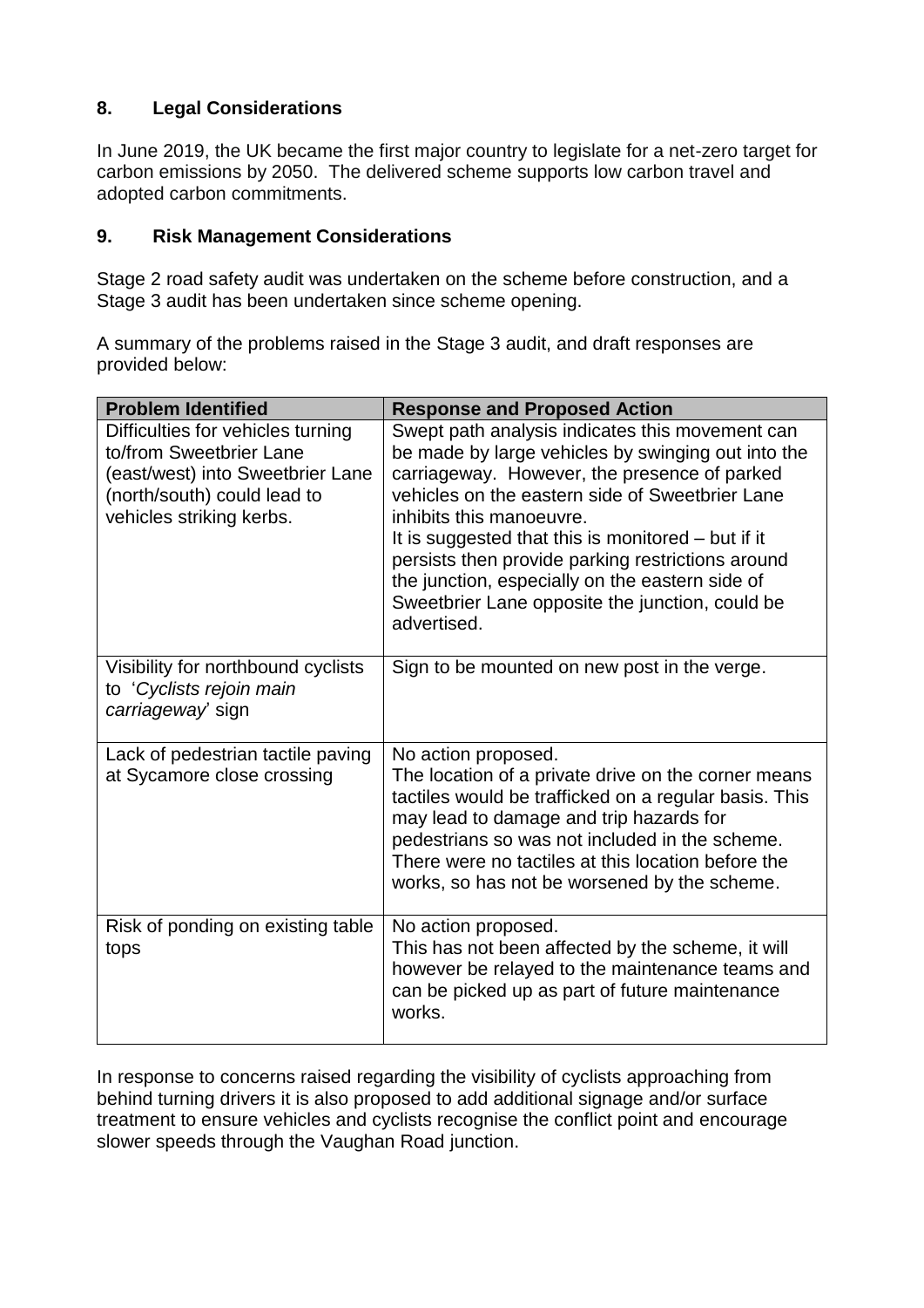## 8. Legal Considerations

In June 2019, the UK became the first major country to legislate for a net-zero target for carbon emissions by 2050. The delivered scheme supports low carbon travel and adopted carbon commitments.

## 9. Risk Management Considerations

Stage 2 road safety audit was undertaken on the scheme before construction, and a Stage 3 audit has been undertaken since scheme opening.

A summary of the problems raised in the Stage 3 audit, and draft responses are provided below:

| Problem Identified | Response and Proposed Action |
| --- | --- |
| Difficulties for vehicles turning to/from Sweetbrier Lane (east/west) into Sweetbrier Lane (north/south) could lead to vehicles striking kerbs. | Swept path analysis indicates this movement can be made by large vehicles by swinging out into the carriageway. However, the presence of parked vehicles on the eastern side of Sweetbrier Lane inhibits this manoeuvre.<br>It is suggested that this is monitored – but if it persists then provide parking restrictions around the junction, especially on the eastern side of Sweetbrier Lane opposite the junction, could be advertised. |
| Visibility for northbound cyclists to '*Cyclists rejoin main carriageway*' sign | Sign to be mounted on new post in the verge. |
| Lack of pedestrian tactile paving at Sycamore close crossing | No action proposed.<br>The location of a private drive on the corner means tactiles would be trafficked on a regular basis. This may lead to damage and trip hazards for pedestrians so was not included in the scheme. There were no tactiles at this location before the works, so has not be worsened by the scheme. |
| Risk of ponding on existing table tops | No action proposed.<br>This has not been affected by the scheme, it will however be relayed to the maintenance teams and can be picked up as part of future maintenance works. |

In response to concerns raised regarding the visibility of cyclists approaching from behind turning drivers it is also proposed to add additional signage and/or surface treatment to ensure vehicles and cyclists recognise the conflict point and encourage slower speeds through the Vaughan Road junction.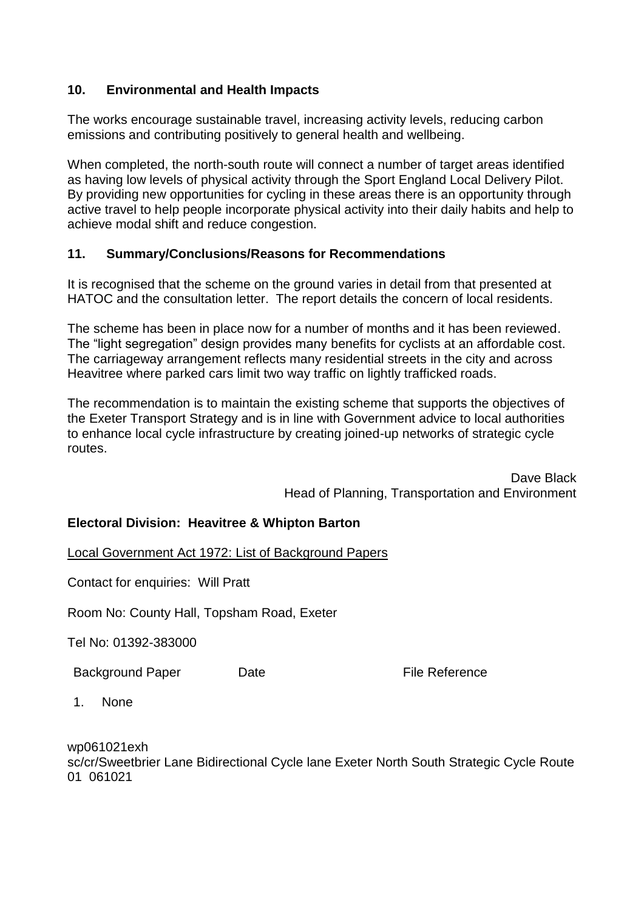## 10. Environmental and Health Impacts

The works encourage sustainable travel, increasing activity levels, reducing carbon emissions and contributing positively to general health and wellbeing.

When completed, the north-south route will connect a number of target areas identified as having low levels of physical activity through the Sport England Local Delivery Pilot. By providing new opportunities for cycling in these areas there is an opportunity through active travel to help people incorporate physical activity into their daily habits and help to achieve modal shift and reduce congestion.

## 11. Summary/Conclusions/Reasons for Recommendations

It is recognised that the scheme on the ground varies in detail from that presented at HATOC and the consultation letter. The report details the concern of local residents.

The scheme has been in place now for a number of months and it has been reviewed. The "light segregation" design provides many benefits for cyclists at an affordable cost. The carriageway arrangement reflects many residential streets in the city and across Heavitree where parked cars limit two way traffic on lightly trafficked roads.

The recommendation is to maintain the existing scheme that supports the objectives of the Exeter Transport Strategy and is in line with Government advice to local authorities to enhance local cycle infrastructure by creating joined-up networks of strategic cycle routes.

Dave Black
Head of Planning, Transportation and Environment

**Electoral Division: Heavitree & Whipton Barton**

Local Government Act 1972: List of Background Papers

Contact for enquiries: Will Pratt

Room No: County Hall, Topsham Road, Exeter

Tel No: 01392-383000

| Background Paper | Date | File Reference |
|---|---|---|
| 1. None | | |

wp061021exh
sc/cr/Sweetbrier Lane Bidirectional Cycle lane Exeter North South Strategic Cycle Route 01 061021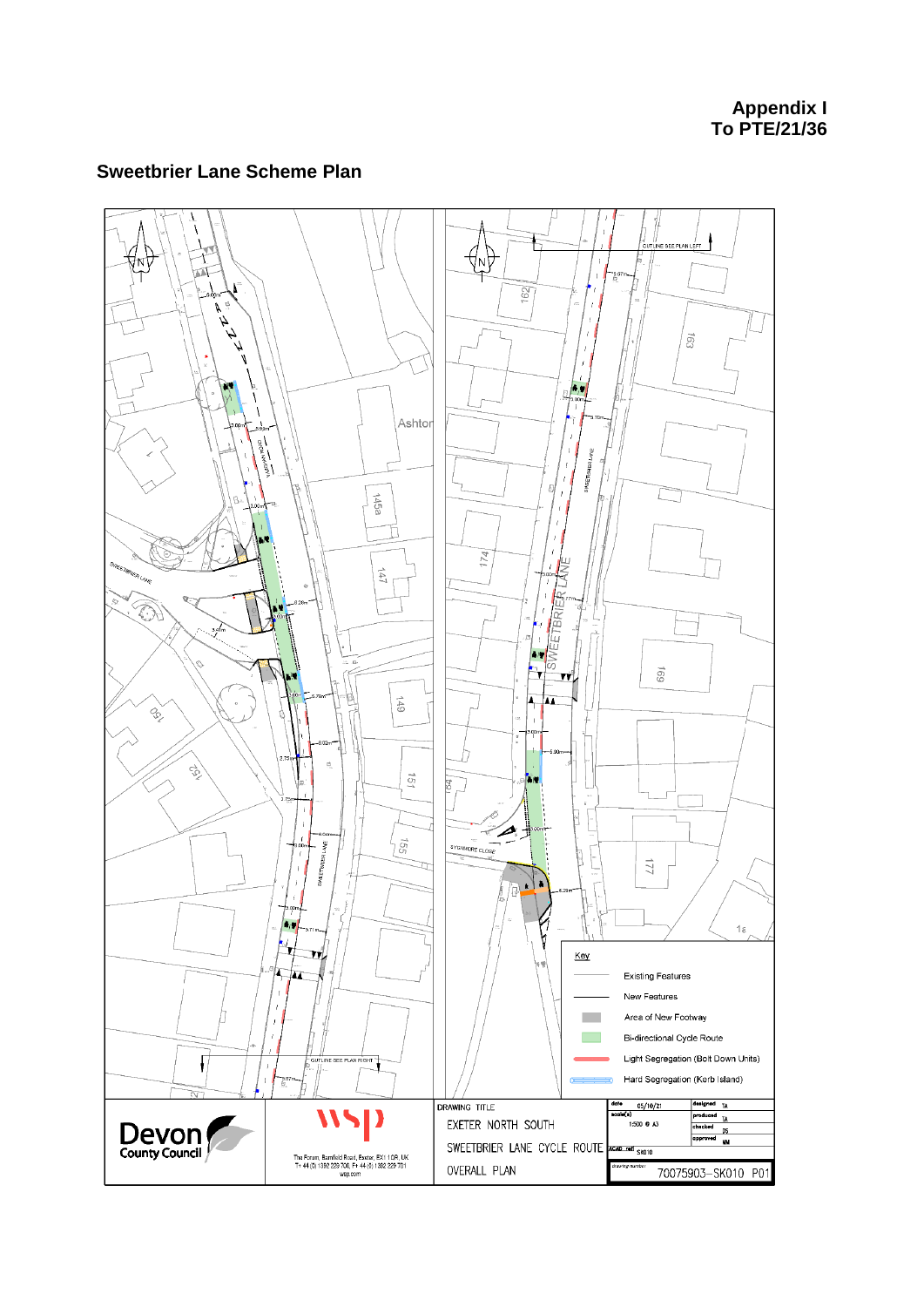**Appendix I**
**To PTE/21/36**

## Sweetbrier Lane Scheme Plan

Key

- Existing Features
- New Features
- Area of New Footway
- Bi-directional Cycle Route
- Light Segregation (Bolt Down Units)
- Hard Segregation (Kerb Island)

Devon County Council

wsp

The Forum, Barnfield Road, Exeter, EX1 1QR, UK
T+ 44 (0) 1392 229 700, F+ 44 (0) 1392 229 701
wsp.com

DRAWING TITLE
EXETER NORTH SOUTH
SWEETBRIER LANE CYCLE ROUTE
OVERALL PLAN

| date | 05/10/21 | designed | TA |
|---|---|---|---|
| scale(s) | 1:500 @ A3 | produced | TA |
| | | checked | DS |
| | | approved | MM |
| ACAD ref | SK010 | | |
| drawing number | 70075903-SK010 P01 | | |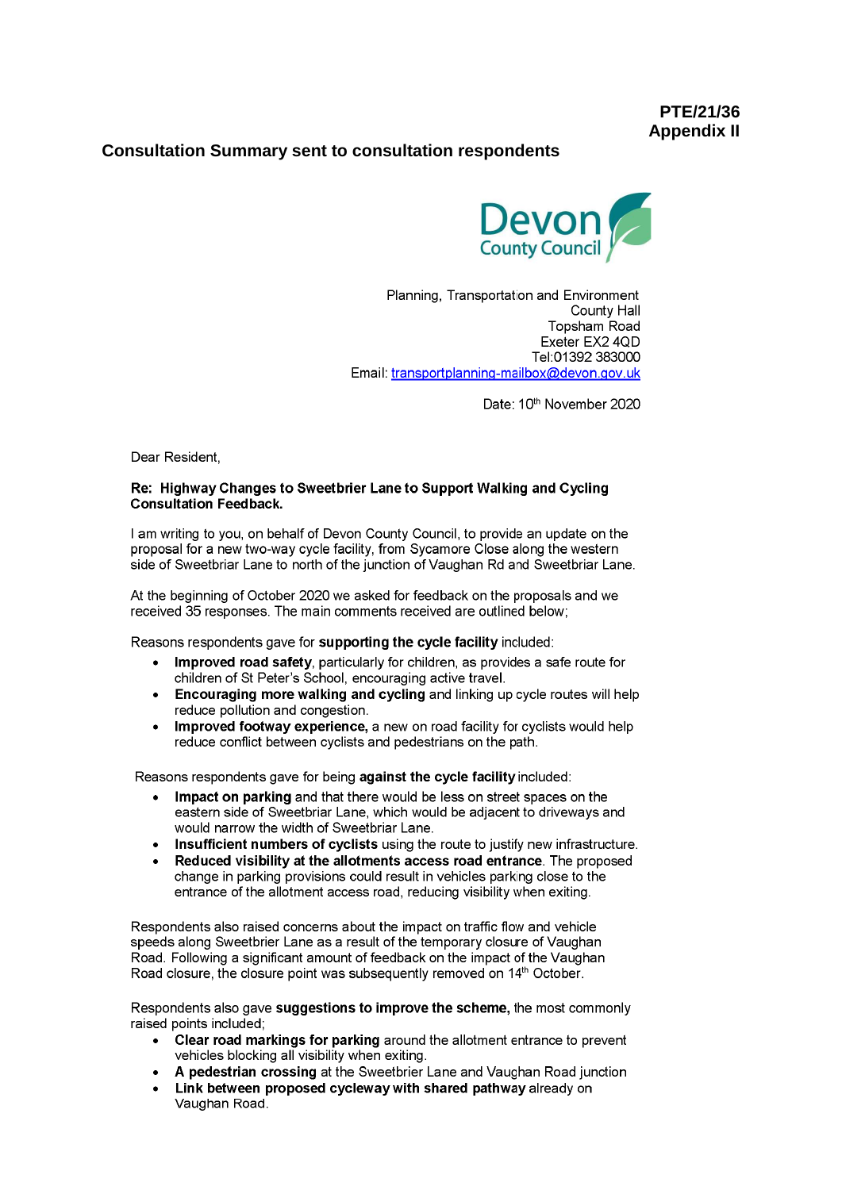**PTE/21/36**
**Appendix II**

## Consultation Summary sent to consultation respondents

Devon County Council

Planning, Transportation and Environment
County Hall
Topsham Road
Exeter EX2 4QD
Tel:01392 383000
Email: transportplanning-mailbox@devon.gov.uk

Date: 10th November 2020

Dear Resident,

**Re: Highway Changes to Sweetbrier Lane to Support Walking and Cycling Consultation Feedback.**

I am writing to you, on behalf of Devon County Council, to provide an update on the proposal for a new two-way cycle facility, from Sycamore Close along the western side of Sweetbriar Lane to north of the junction of Vaughan Rd and Sweetbriar Lane.

At the beginning of October 2020 we asked for feedback on the proposals and we received 35 responses. The main comments received are outlined below;

Reasons respondents gave for **supporting the cycle facility** included:

- **Improved road safety**, particularly for children, as provides a safe route for children of St Peter's School, encouraging active travel.
- **Encouraging more walking and cycling** and linking up cycle routes will help reduce pollution and congestion.
- **Improved footway experience,** a new on road facility for cyclists would help reduce conflict between cyclists and pedestrians on the path.

Reasons respondents gave for being **against the cycle facility** included:

- **Impact on parking** and that there would be less on street spaces on the eastern side of Sweetbriar Lane, which would be adjacent to driveways and would narrow the width of Sweetbriar Lane.
- **Insufficient numbers of cyclists** using the route to justify new infrastructure.
- **Reduced visibility at the allotments access road entrance**. The proposed change in parking provisions could result in vehicles parking close to the entrance of the allotment access road, reducing visibility when exiting.

Respondents also raised concerns about the impact on traffic flow and vehicle speeds along Sweetbrier Lane as a result of the temporary closure of Vaughan Road. Following a significant amount of feedback on the impact of the Vaughan Road closure, the closure point was subsequently removed on 14th October.

Respondents also gave **suggestions to improve the scheme,** the most commonly raised points included;

- **Clear road markings for parking** around the allotment entrance to prevent vehicles blocking all visibility when exiting.
- **A pedestrian crossing** at the Sweetbrier Lane and Vaughan Road junction
- **Link between proposed cycleway with shared pathway** already on Vaughan Road.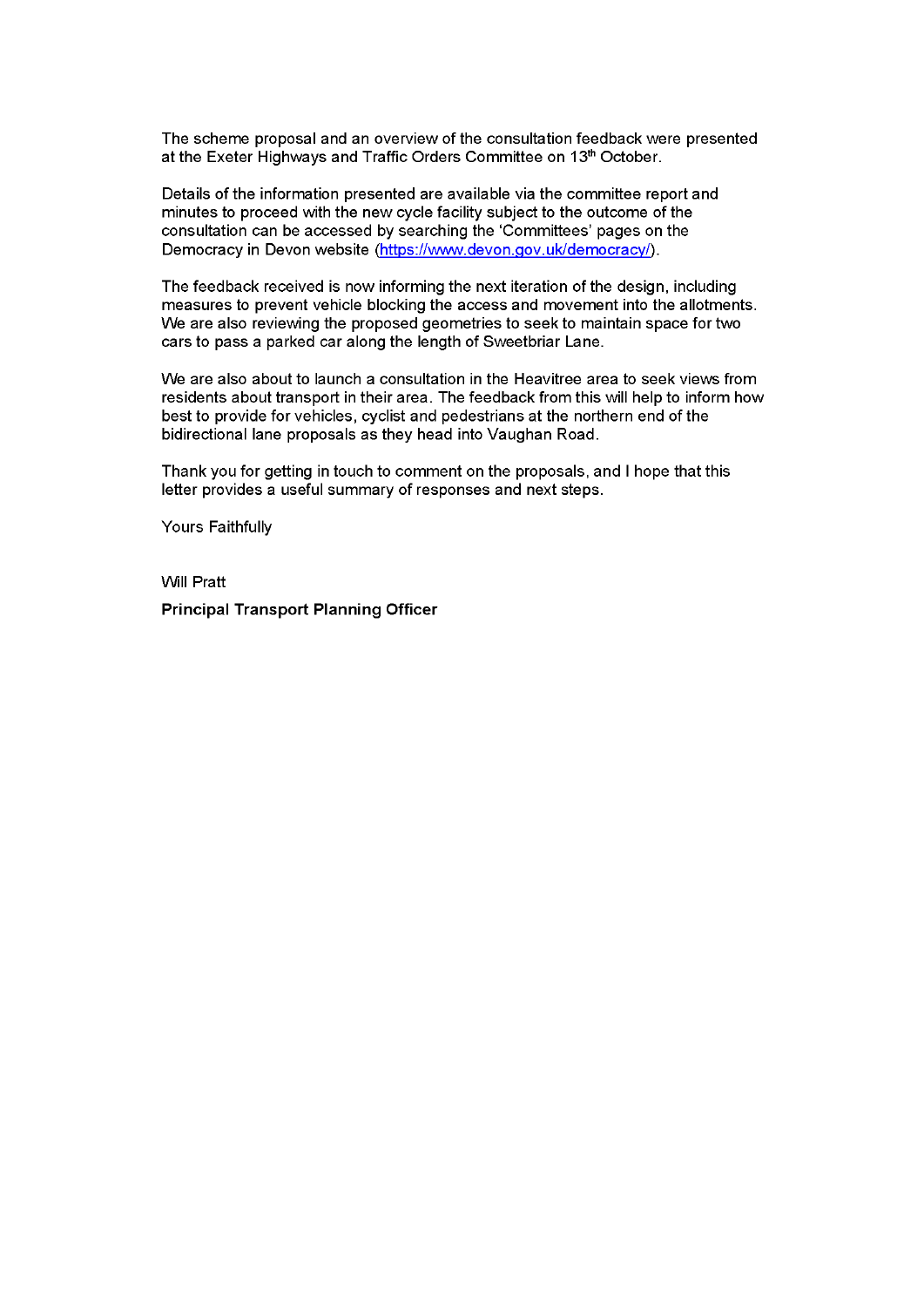The scheme proposal and an overview of the consultation feedback were presented at the Exeter Highways and Traffic Orders Committee on 13th October.

Details of the information presented are available via the committee report and minutes to proceed with the new cycle facility subject to the outcome of the consultation can be accessed by searching the 'Committees' pages on the Democracy in Devon website (https://www.devon.gov.uk/democracy/).

The feedback received is now informing the next iteration of the design, including measures to prevent vehicle blocking the access and movement into the allotments. We are also reviewing the proposed geometries to seek to maintain space for two cars to pass a parked car along the length of Sweetbriar Lane.

We are also about to launch a consultation in the Heavitree area to seek views from residents about transport in their area. The feedback from this will help to inform how best to provide for vehicles, cyclist and pedestrians at the northern end of the bidirectional lane proposals as they head into Vaughan Road.

Thank you for getting in touch to comment on the proposals, and I hope that this letter provides a useful summary of responses and next steps.

Yours Faithfully

Will Pratt

**Principal Transport Planning Officer**